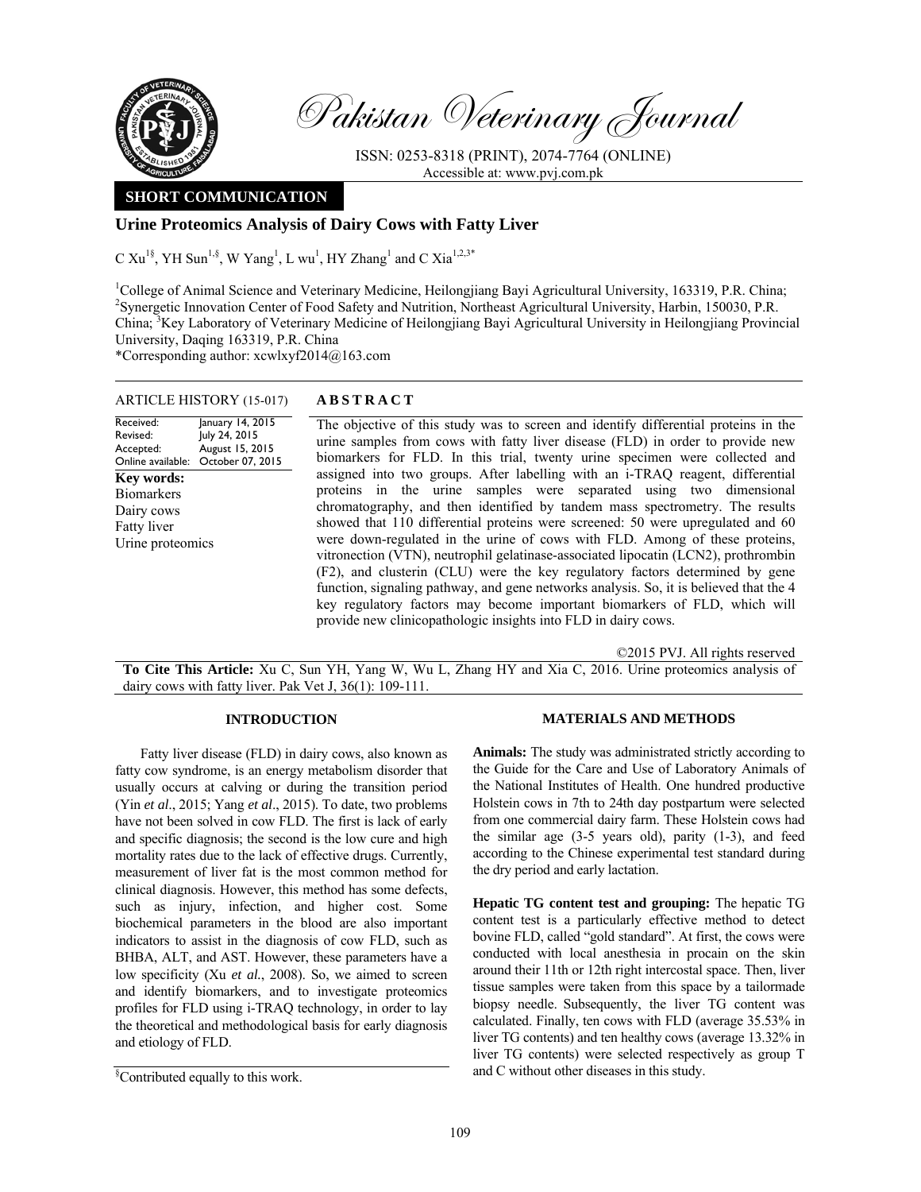# Pakistan Veterinary Journal

ISSN: 0253-8318 (PRINT), 2074-7764 (ONLINE)
Accessible at: www.pvj.com.pk

**SHORT COMMUNICATION**

## Urine Proteomics Analysis of Dairy Cows with Fatty Liver

C Xu[1§], YH Sun[1,§], W Yang[1], L wu[1], HY Zhang[1] and C Xia[1,2,3*]

[1]College of Animal Science and Veterinary Medicine, Heilongjiang Bayi Agricultural University, 163319, P.R. China; [2]Synergetic Innovation Center of Food Safety and Nutrition, Northeast Agricultural University, Harbin, 150030, P.R. China; [3]Key Laboratory of Veterinary Medicine of Heilongjiang Bayi Agricultural University in Heilongjiang Provincial University, Daqing 163319, P.R. China

*Corresponding author: xcwlxyf2014@163.com

**ARTICLE HISTORY** (15-017)

| | |
|---|---|
| Received: | January 14, 2015 |
| Revised: | July 24, 2015 |
| Accepted: | August 15, 2015 |
| Online available: | October 07, 2015 |

**Key words:**
Biomarkers
Dairy cows
Fatty liver
Urine proteomics

**ABSTRACT**

The objective of this study was to screen and identify differential proteins in the urine samples from cows with fatty liver disease (FLD) in order to provide new biomarkers for FLD. In this trial, twenty urine specimen were collected and assigned into two groups. After labelling with an i-TRAQ reagent, differential proteins in the urine samples were separated using two dimensional chromatography, and then identified by tandem mass spectrometry. The results showed that 110 differential proteins were screened: 50 were upregulated and 60 were down-regulated in the urine of cows with FLD. Among of these proteins, vitronection (VTN), neutrophil gelatinase-associated lipocatin (LCN2), prothrombin (F2), and clusterin (CLU) were the key regulatory factors determined by gene function, signaling pathway, and gene networks analysis. So, it is believed that the 4 key regulatory factors may become important biomarkers of FLD, which will provide new clinicopathologic insights into FLD in dairy cows.

©2015 PVJ. All rights reserved

**To Cite This Article:** Xu C, Sun YH, Yang W, Wu L, Zhang HY and Xia C, 2016. Urine proteomics analysis of dairy cows with fatty liver. Pak Vet J, 36(1): 109-111.

## INTRODUCTION

Fatty liver disease (FLD) in dairy cows, also known as fatty cow syndrome, is an energy metabolism disorder that usually occurs at calving or during the transition period (Yin *et al*., 2015; Yang *et al*., 2015). To date, two problems have not been solved in cow FLD. The first is lack of early and specific diagnosis; the second is the low cure and high mortality rates due to the lack of effective drugs. Currently, measurement of liver fat is the most common method for clinical diagnosis. However, this method has some defects, such as injury, infection, and higher cost. Some biochemical parameters in the blood are also important indicators to assist in the diagnosis of cow FLD, such as BHBA, ALT, and AST. However, these parameters have a low specificity (Xu *et al.*, 2008). So, we aimed to screen and identify biomarkers, and to investigate proteomics profiles for FLD using i-TRAQ technology, in order to lay the theoretical and methodological basis for early diagnosis and etiology of FLD.

[§]Contributed equally to this work.

## MATERIALS AND METHODS

**Animals:** The study was administrated strictly according to the Guide for the Care and Use of Laboratory Animals of the National Institutes of Health. One hundred productive Holstein cows in 7th to 24th day postpartum were selected from one commercial dairy farm. These Holstein cows had the similar age (3-5 years old), parity (1-3), and feed according to the Chinese experimental test standard during the dry period and early lactation.

**Hepatic TG content test and grouping:** The hepatic TG content test is a particularly effective method to detect bovine FLD, called "gold standard". At first, the cows were conducted with local anesthesia in procain on the skin around their 11th or 12th right intercostal space. Then, liver tissue samples were taken from this space by a tailormade biopsy needle. Subsequently, the liver TG content was calculated. Finally, ten cows with FLD (average 35.53% in liver TG contents) and ten healthy cows (average 13.32% in liver TG contents) were selected respectively as group T and C without other diseases in this study.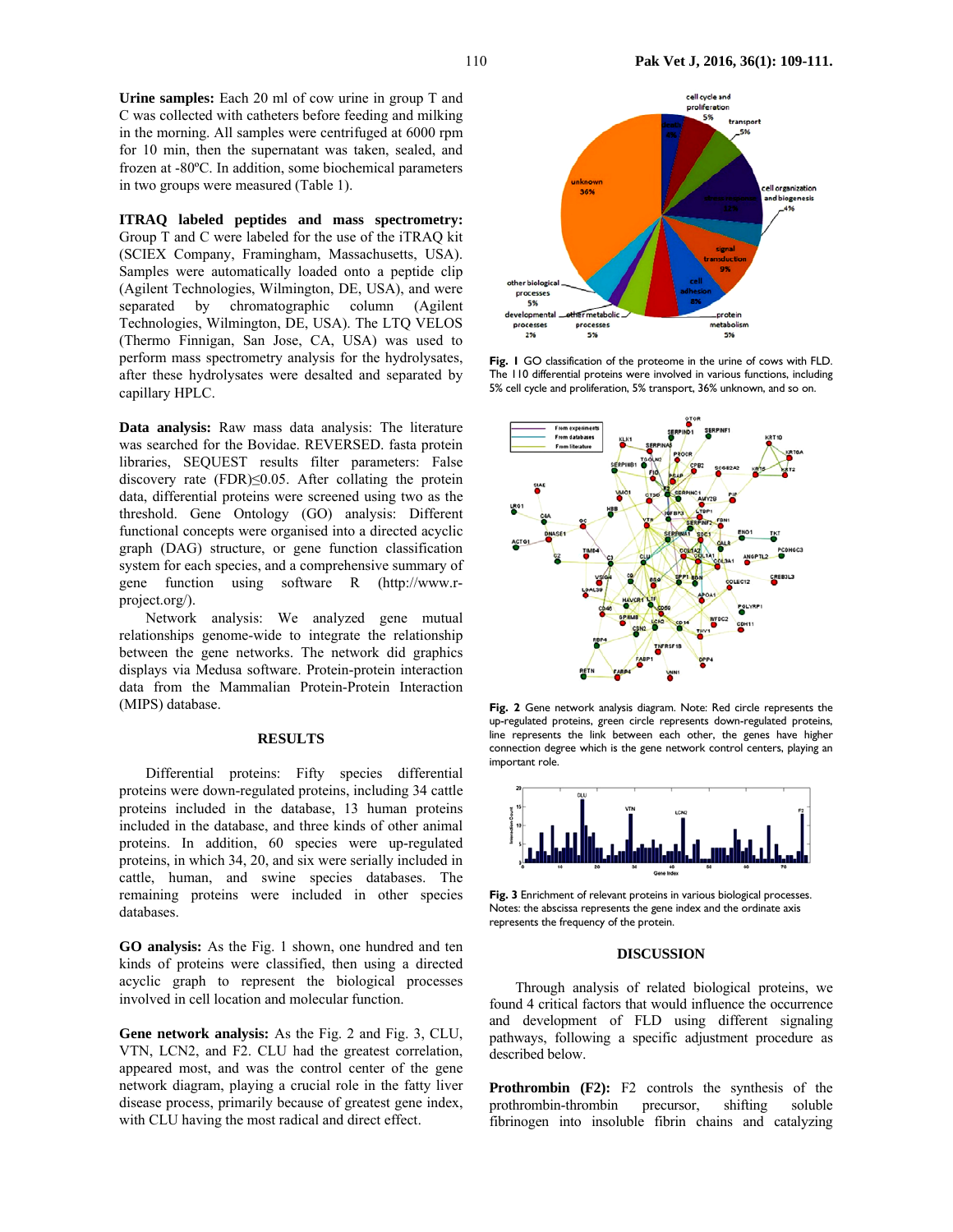**Urine samples:** Each 20 ml of cow urine in group T and C was collected with catheters before feeding and milking in the morning. All samples were centrifuged at 6000 rpm for 10 min, then the supernatant was taken, sealed, and frozen at -80ºC. In addition, some biochemical parameters in two groups were measured (Table 1).

**ITRAQ labeled peptides and mass spectrometry:** Group T and C were labeled for the use of the iTRAQ kit (SCIEX Company, Framingham, Massachusetts, USA). Samples were automatically loaded onto a peptide clip (Agilent Technologies, Wilmington, DE, USA), and were separated by chromatographic column (Agilent Technologies, Wilmington, DE, USA). The LTQ VELOS (Thermo Finnigan, San Jose, CA, USA) was used to perform mass spectrometry analysis for the hydrolysates, after these hydrolysates were desalted and separated by capillary HPLC.

**Data analysis:** Raw mass data analysis: The literature was searched for the Bovidae. REVERSED. fasta protein libraries, SEQUEST filter parameters: False discovery rate (FDR)≤0.05. After collating the protein data, differential proteins were screened using two as the threshold. Gene Ontology (GO) analysis: Different functional concepts were organised into a directed acyclic graph (DAG) structure, or gene function classification system for each species, and a comprehensive summary of gene function using software R (http://www.r-project.org/).

Network analysis: We analyzed gene mutual relationships genome-wide to integrate the relationship between the gene networks. The network did graphics displays via Medusa software. Protein-protein interaction data from the Mammalian Protein-Protein Interaction (MIPS) database.

## RESULTS

Differential proteins: Fifty species differential proteins were down-regulated proteins, including 34 cattle proteins included in the database, 13 human proteins included in the database, and three kinds of other animal proteins. In addition, 60 species were up-regulated proteins, in which 34, 20, and six were serially included in cattle, human, and swine species databases. The remaining proteins were included in other species databases.

**GO analysis:** As the Fig. 1 shown, one hundred and ten kinds of proteins were classified, then using a directed acyclic graph to represent the biological processes involved in cell location and molecular function.

**Gene network analysis:** As the Fig. 2 and Fig. 3, CLU, VTN, LCN2, and F2. CLU had the greatest correlation, appeared most, and was the control center of the gene network diagram, playing a crucial role in the fatty liver disease process, primarily because of greatest gene index, with CLU having the most radical and direct effect.

**Fig. 1** GO classification of the proteome in the urine of cows with FLD. The 110 differential proteins were involved in various functions, including 5% cell cycle and proliferation, 5% transport, 36% unknown, and so on.

**Fig. 2** Gene network analysis diagram. Note: Red circle represents the up-regulated proteins, green circle represents down-regulated proteins, line represents the link between each other, the genes have higher connection degree which is the gene network control centers, playing an important role.

**Fig. 3** Enrichment of relevant proteins in various biological processes. Notes: the abscissa represents the gene index and the ordinate axis represents the frequency of the protein.

## DISCUSSION

Through analysis of related biological proteins, we found 4 critical factors that would influence the occurrence and development of FLD using different signaling pathways, following a specific adjustment procedure as described below.

**Prothrombin (F2):** F2 controls the synthesis of the prothrombin-thrombin precursor, shifting soluble fibrinogen into insoluble fibrin chains and catalyzing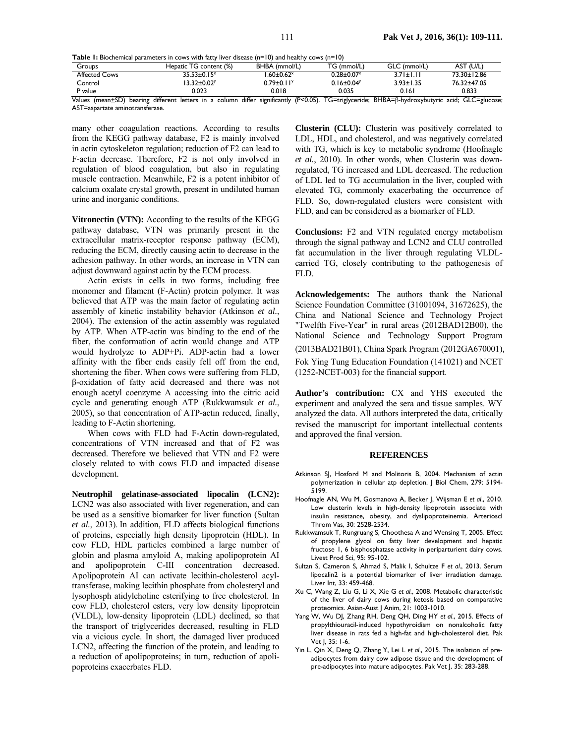**Table 1:** Biochemical parameters in cows with fatty liver disease (n=10) and healthy cows (n=10)

| Groups | Hepatic TG content (%) | BHBA (mmol/L) | TG (mmol/L) | GLC (mmol/L) | AST (U/L) |
|---|---|---|---|---|---|
| Affected Cows | 35.53±0.15$^x$ | 1.60±0.62$^x$ | 0.28±0.07$^x$ | 3.71±1.11 | 73.30±12.86 |
| Control | 13.32±0.02$^y$ | 0.79±0.11$^y$ | 0.16±0.04$^y$ | 3.93±1.35 | 76.32±47.05 |
| P value | 0.023 | 0.018 | 0.035 | 0.161 | 0.833 |

Values (mean±SD) bearing different letters in a column differ significantly (P<0.05). TG=triglyceride; BHBA=β-hydroxybutyric acid; GLC=glucose; AST=aspartate aminotransferase.

many other coagulation reactions. According to results from the KEGG pathway database, F2 is mainly involved in actin cytoskeleton regulation; reduction of F2 can lead to F-actin decrease. Therefore, F2 is not only involved in regulation of blood coagulation, but also in regulating muscle contraction. Meanwhile, F2 is a potent inhibitor of calcium oxalate crystal growth, present in undiluted human urine and inorganic conditions.

**Vitronectin (VTN):** According to the results of the KEGG pathway database, VTN was primarily present in the extracellular matrix-receptor response pathway (ECM), reducing the ECM, directly causing actin to decrease in the adhesion pathway. In other words, an increase in VTN can adjust downward against actin by the ECM process.

Actin exists in cells in two forms, including free monomer and filament (F-Actin) protein polymer. It was believed that ATP was the main factor of regulating actin assembly of kinetic instability behavior (Atkinson *et al.*, 2004). The extension of the actin assembly was regulated by ATP. When ATP-actin was binding to the end of the fiber, the conformation of actin would change and ATP would hydrolyze to ADP+Pi. ADP-actin had a lower affinity with the fiber ends easily fell off from the end, shortening the fiber. When cows were suffering from FLD, β-oxidation of fatty acid decreased and there was not enough acetyl coenzyme A accessing into the citric acid cycle and generating enough ATP (Rukkwamsuk *et al.*, 2005), so that concentration of ATP-actin reduced, finally, leading to F-Actin shortening.

When cows with FLD had F-Actin down-regulated, concentrations of VTN increased and that of F2 was decreased. Therefore we believed that VTN and F2 were closely related to with cows FLD and impacted disease development.

**Neutrophil gelatinase-associated lipocalin (LCN2):** LCN2 was also associated with liver regeneration, and can be used as a sensitive biomarker for liver function (Sultan *et al.*, 2013). In addition, FLD affects biological functions of proteins, especially high density lipoprotein (HDL). In cow FLD, HDL particles combined a large number of globin and plasma amyloid A, making apolipoprotein AI and apolipoprotein C-III concentration decreased. Apolipoprotein AI can activate lecithin-cholesterol acyl-transferase, making lecithin phosphate from cholesteryl and lysophosph atidylcholine esterifying to free cholesterol. In cow FLD, cholesterol esters, very low density lipoprotein (VLDL), low-density lipoprotein (LDL) declined, so that the transport of triglycerides decreased, resulting in FLD via a vicious cycle. In short, the damaged liver produced LCN2, affecting the function of the protein, and leading to a reduction of apolipoproteins; in turn, reduction of apolipoproteins exacerbates FLD.

**Clusterin (CLU):** Clusterin was positively correlated to LDL, HDL, and cholesterol, and was negatively correlated with TG, which is key to metabolic syndrome (Hoofnagle *et al.*, 2010). In other words, when Clusterin was down-regulated, TG increased and LDL decreased. The reduction of LDL led to TG accumulation in the liver, coupled with elevated TG, commonly exacerbating the occurrence of FLD. So, down-regulated clusters were consistent with FLD, and can be considered as a biomarker of FLD.

**Conclusions:** F2 and VTN regulated energy metabolism through the signal pathway and LCN2 and CLU controlled fat accumulation in the liver through regulating VLDL-carried TG, closely contributing to the pathogenesis of FLD.

**Acknowledgements:** The authors thank the National Science Foundation Committee (31001094, 31672625), the China and National Science and Technology Project "Twelfth Five-Year" in rural areas (2012BAD12B00), the National Science and Technology Support Program (2013BAD21B01), China Spark Program (2012GA670001), Fok Ying Tung Education Foundation (141021) and NCET (1252-NCET-003) for the financial support.

**Author's contribution:** CX and YHS executed the experiment and analyzed the sera and tissue samples. WY analyzed the data. All authors interpreted the data, critically revised the manuscript for important intellectual contents and approved the final version.

## REFERENCES

Atkinson SJ, Hosford M and Molitoris B, 2004. Mechanism of actin polymerization in cellular atp depletion. J Biol Chem, 279: 5194-5199.

Hoofnagle AN, Wu M, Gosmanova A, Becker J, Wijsman E *et al.*, 2010. Low clusterin levels in high-density lipoprotein associate with insulin resistance, obesity, and dyslipoproteinemia. Arterioscl Throm Vas, 30: 2528-2534.

Rukkwamsuk T, Rungruang S, Choothesa A and Wensing T, 2005. Effect of propylene glycol on fatty liver development and hepatic fructose 1, 6 bisphosphatase activity in periparturient dairy cows. Livest Prod Sci, 95: 95-102.

Sultan S, Cameron S, Ahmad S, Malik I, Schultze F *et al.*, 2013. Serum lipocalin2 is a potential biomarker of liver irradiation damage. Liver Int, 33: 459-468.

Xu C, Wang Z, Liu G, Li X, Xie G *et al.*, 2008. Metabolic characteristic of the liver of dairy cows during ketosis based on comparative proteomics. Asian-Aust J Anim, 21: 1003-1010.

Yang W, Wu DJ, Zhang RH, Deng QH, Ding HY *et al.*, 2015. Effects of propylthiouracil-induced hypothyroidism on nonalcoholic fatty liver disease in rats fed a high-fat and high-cholesterol diet. Pak Vet J, 35: 1-6.

Yin L, Qin X, Deng Q, Zhang Y, Lei L *et al.*, 2015. The isolation of pre-adipocytes from dairy cow adipose tissue and the development of pre-adipocytes into mature adipocytes. Pak Vet J, 35: 283-288.